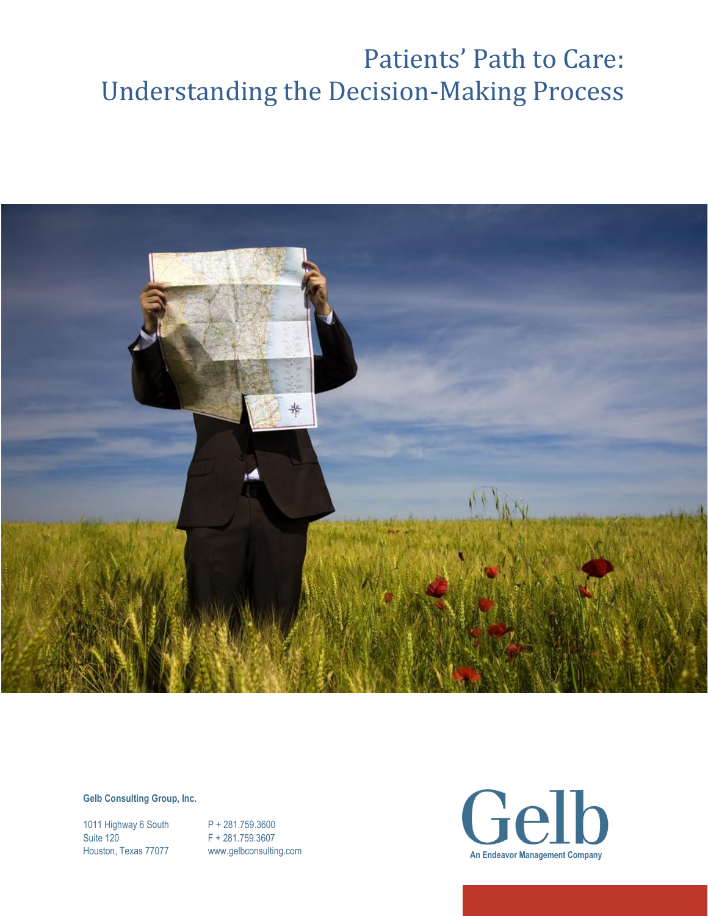# Patients' Path to Care: Understanding the Decision-Making Process

**Gelb Consulting Group, Inc.**

1011 Highway 6 South
Suite 120
Houston, Texas 77077

P + 281.759.3600
F + 281.759.3607
www.gelbconsulting.com

Gelb
An Endeavor Management Company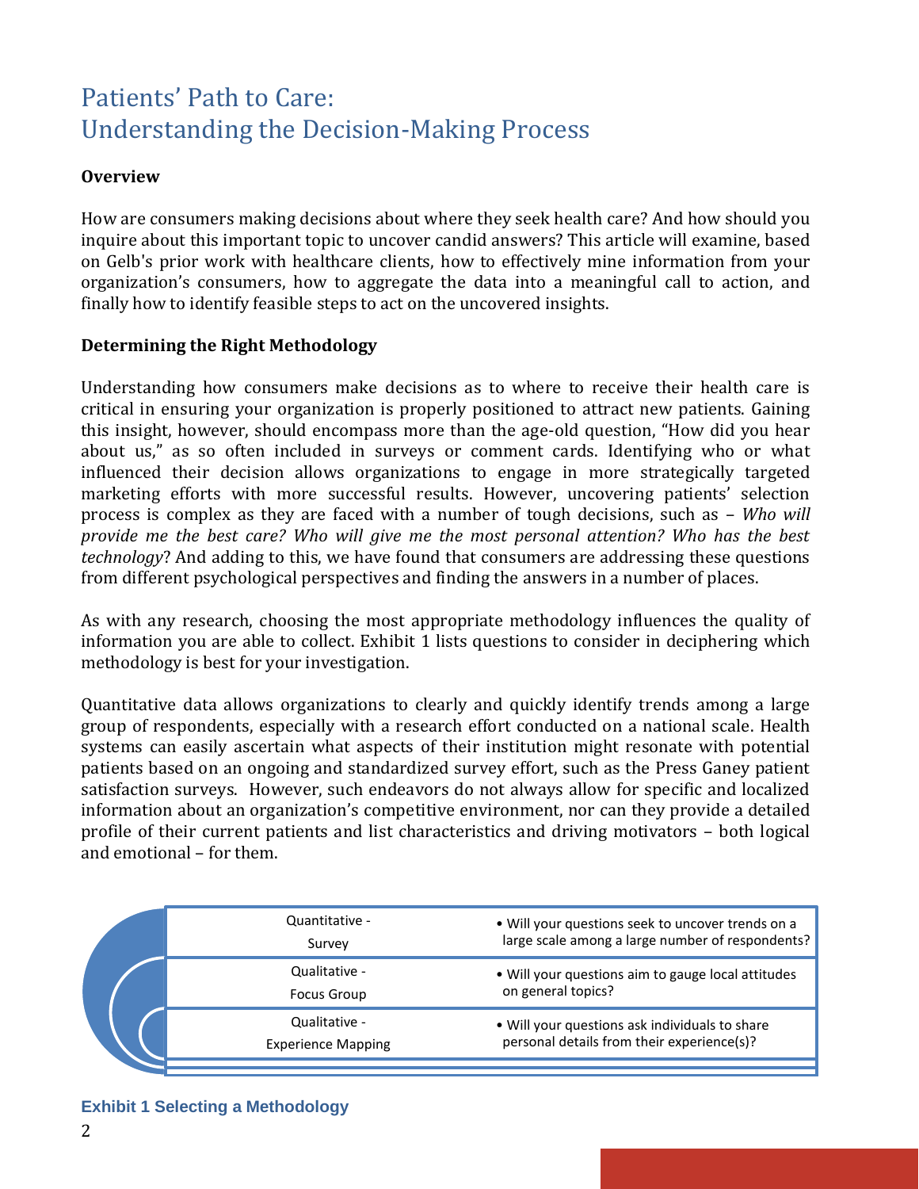# Patients' Path to Care: Understanding the Decision-Making Process

**Overview**

How are consumers making decisions about where they seek health care? And how should you inquire about this important topic to uncover candid answers? This article will examine, based on Gelb's prior work with healthcare clients, how to effectively mine information from your organization's consumers, how to aggregate the data into a meaningful call to action, and finally how to identify feasible steps to act on the uncovered insights.

**Determining the Right Methodology**

Understanding how consumers make decisions as to where to receive their health care is critical in ensuring your organization is properly positioned to attract new patients. Gaining this insight, however, should encompass more than the age-old question, "How did you hear about us," as so often included in surveys or comment cards. Identifying who or what influenced their decision allows organizations to engage in more strategically targeted marketing efforts with more successful results. However, uncovering patients' selection process is complex as they are faced with a number of tough decisions, such as – *Who will provide me the best care? Who will give me the most personal attention? Who has the best technology*? And adding to this, we have found that consumers are addressing these questions from different psychological perspectives and finding the answers in a number of places.

As with any research, choosing the most appropriate methodology influences the quality of information you are able to collect. Exhibit 1 lists questions to consider in deciphering which methodology is best for your investigation.

Quantitative data allows organizations to clearly and quickly identify trends among a large group of respondents, especially with a research effort conducted on a national scale. Health systems can easily ascertain what aspects of their institution might resonate with potential patients based on an ongoing and standardized survey effort, such as the Press Ganey patient satisfaction surveys. However, such endeavors do not always allow for specific and localized information about an organization's competitive environment, nor can they provide a detailed profile of their current patients and list characteristics and driving motivators – both logical and emotional – for them.

| Methodology | Question |
|---|---|
| Quantitative - Survey | • Will your questions seek to uncover trends on a large scale among a large number of respondents? |
| Qualitative - Focus Group | • Will your questions aim to gauge local attitudes on general topics? |
| Qualitative - Experience Mapping | • Will your questions ask individuals to share personal details from their experience(s)? |

**Exhibit 1 Selecting a Methodology**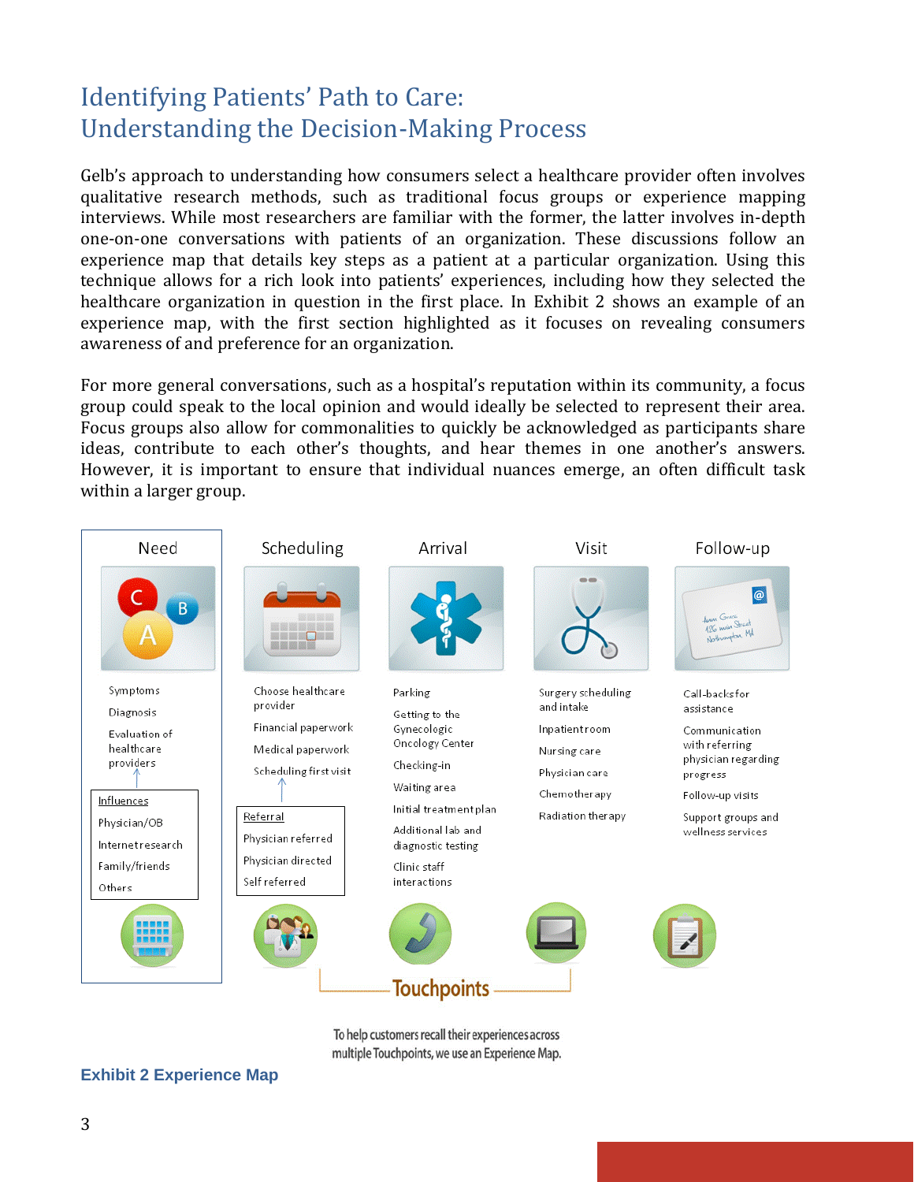# Identifying Patients' Path to Care: Understanding the Decision-Making Process

Gelb's approach to understanding how consumers select a healthcare provider often involves qualitative research methods, such as traditional focus groups or experience mapping interviews. While most researchers are familiar with the former, the latter involves in-depth one-on-one conversations with patients of an organization. These discussions follow an experience map that details key steps as a patient at a particular organization. Using this technique allows for a rich look into patients' experiences, including how they selected the healthcare organization in question in the first place. In Exhibit 2 shows an example of an experience map, with the first section highlighted as it focuses on revealing consumers awareness of and preference for an organization.

For more general conversations, such as a hospital's reputation within its community, a focus group could speak to the local opinion and would ideally be selected to represent their area. Focus groups also allow for commonalities to quickly be acknowledged as participants share ideas, contribute to each other's thoughts, and hear themes in one another's answers. However, it is important to ensure that individual nuances emerge, an often difficult task within a larger group.

| Need | Scheduling | Arrival | Visit | Follow-up |
| --- | --- | --- | --- | --- |
| Symptoms | Choose healthcare provider | Parking | Surgery scheduling and intake | Call-backs for assistance |
| Diagnosis | Financial paperwork | Getting to the Gynecologic Oncology Center | Inpatient room | Communication with referring physician regarding progress |
| Evaluation of healthcare providers | Medical paperwork | Checking-in | Nursing care | Follow-up visits |
| | Scheduling first visit | Waiting area | Physician care | Support groups and wellness services |
| | | Initial treatment plan | Chemotherapy | |
| | | Additional lab and diagnostic testing | Radiation therapy | |
| | | Clinic staff interactions | | |

**Influences**
- Physician/OB
- Internet research
- Family/friends
- Others

**Referral**
- Physician referred
- Physician directed
- Self referred

Touchpoints

To help customers recall their experiences across multiple Touchpoints, we use an Experience Map.

**Exhibit 2 Experience Map**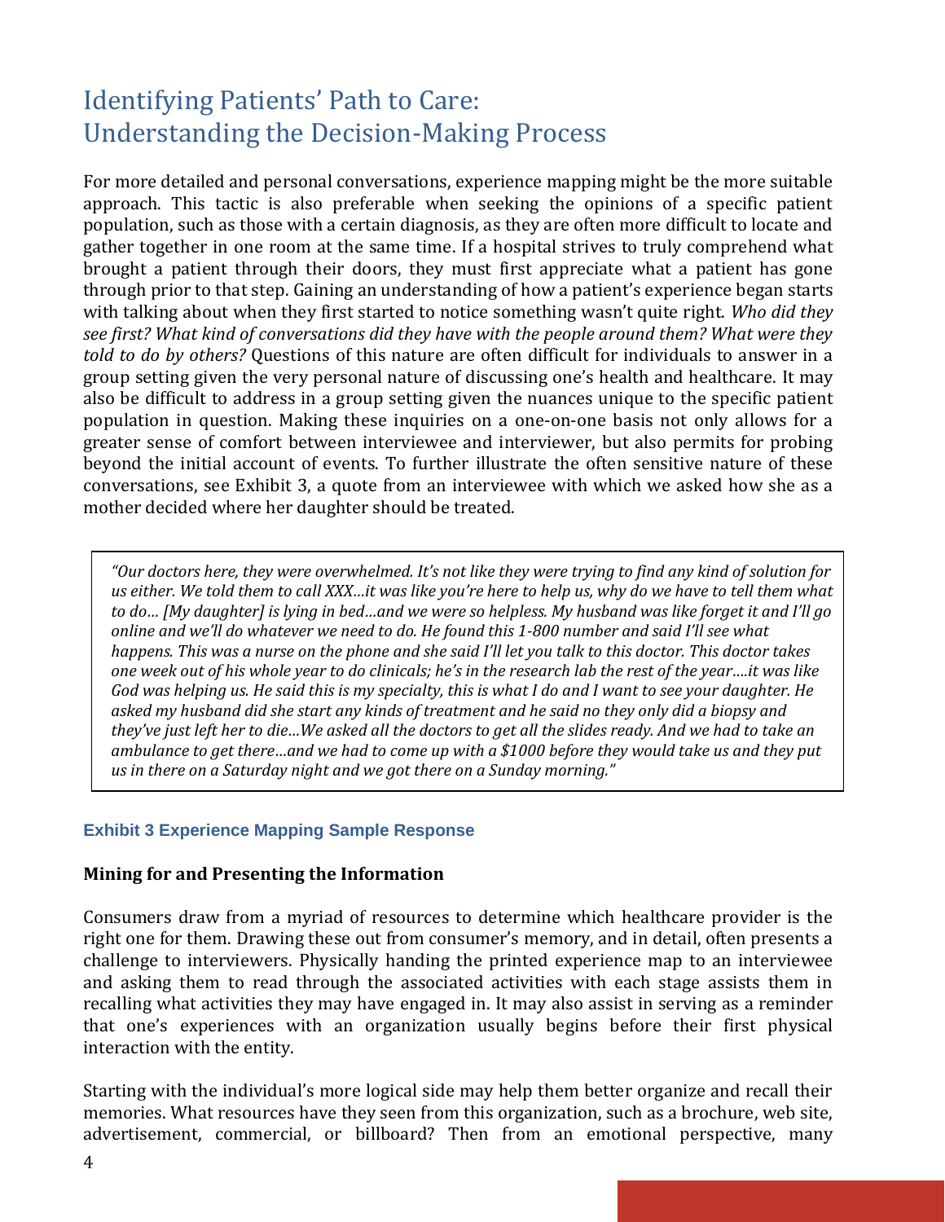# Identifying Patients' Path to Care: Understanding the Decision-Making Process

For more detailed and personal conversations, experience mapping might be the more suitable approach. This tactic is also preferable when seeking the opinions of a specific patient population, such as those with a certain diagnosis, as they are often more difficult to locate and gather together in one room at the same time. If a hospital strives to truly comprehend what brought a patient through their doors, they must first appreciate what a patient has gone through prior to that step. Gaining an understanding of how a patient's experience began starts with talking about when they first started to notice something wasn't quite right. *Who did they see first? What kind of conversations did they have with the people around them? What were they told to do by others?* Questions of this nature are often difficult for individuals to answer in a group setting given the very personal nature of discussing one's health and healthcare. It may also be difficult to address in a group setting given the nuances unique to the specific patient population in question. Making these inquiries on a one-on-one basis not only allows for a greater sense of comfort between interviewee and interviewer, but also permits for probing beyond the initial account of events. To further illustrate the often sensitive nature of these conversations, see Exhibit 3, a quote from an interviewee with which we asked how she as a mother decided where her daughter should be treated.

> *"Our doctors here, they were overwhelmed. It's not like they were trying to find any kind of solution for us either. We told them to call XXX…it was like you're here to help us, why do we have to tell them what to do… [My daughter] is lying in bed…and we were so helpless. My husband was like forget it and I'll go online and we'll do whatever we need to do. He found this 1-800 number and said I'll see what happens. This was a nurse on the phone and she said I'll let you talk to this doctor. This doctor takes one week out of his whole year to do clinicals; he's in the research lab the rest of the year….it was like God was helping us. He said this is my specialty, this is what I do and I want to see your daughter. He asked my husband did she start any kinds of treatment and he said no they only did a biopsy and they've just left her to die…We asked all the doctors to get all the slides ready. And we had to take an ambulance to get there…and we had to come up with a $1000 before they would take us and they put us in there on a Saturday night and we got there on a Sunday morning."*

**Exhibit 3 Experience Mapping Sample Response**

### Mining for and Presenting the Information

Consumers draw from a myriad of resources to determine which healthcare provider is the right one for them. Drawing these out from consumer's memory, and in detail, often presents a challenge to interviewers. Physically handing the printed experience map to an interviewee and asking them to read through the associated activities with each stage assists them in recalling what activities they may have engaged in. It may also assist in serving as a reminder that one's experiences with an organization usually begins before their first physical interaction with the entity.

Starting with the individual's more logical side may help them better organize and recall their memories. What resources have they seen from this organization, such as a brochure, web site, advertisement, commercial, or billboard? Then from an emotional perspective, many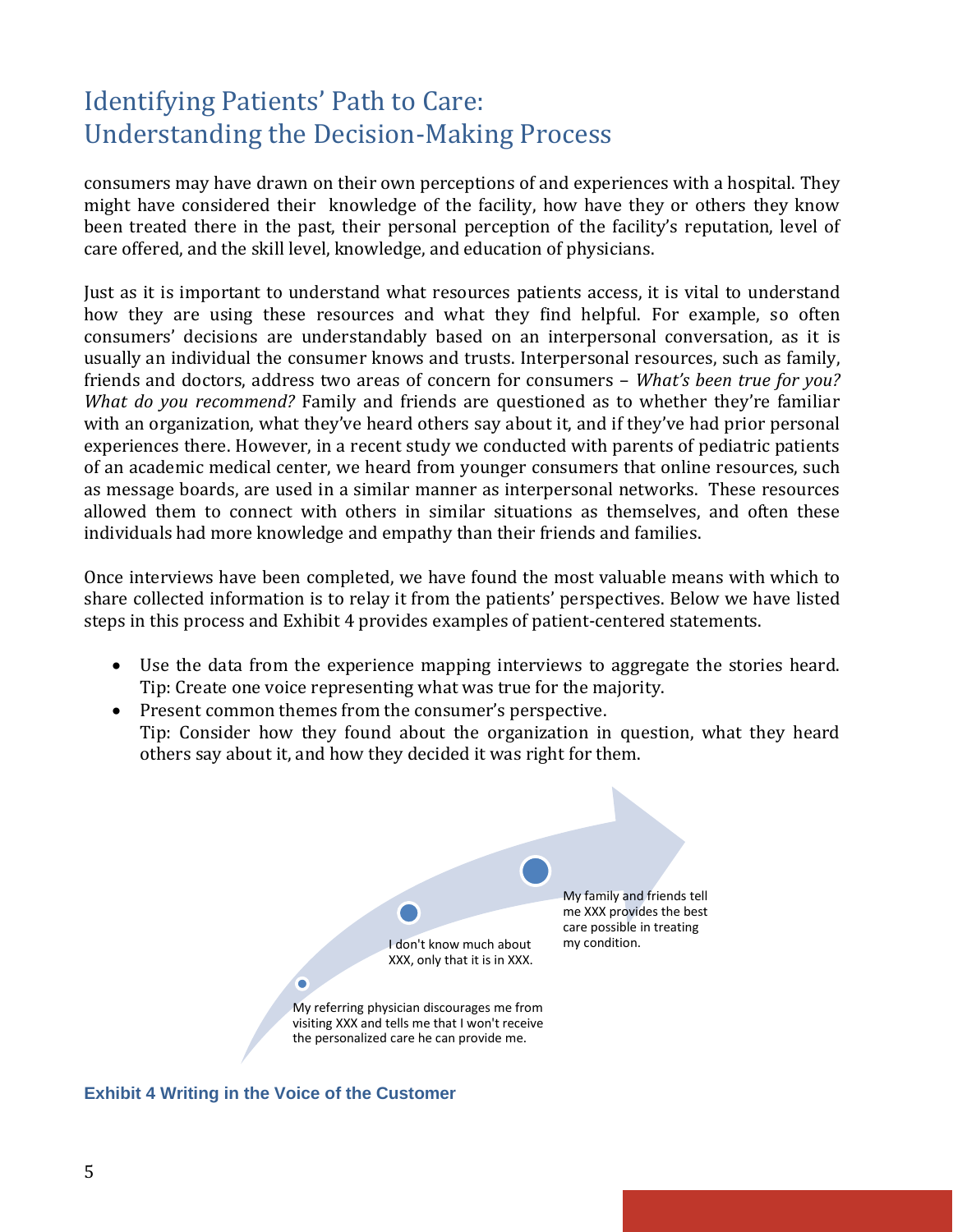# Identifying Patients' Path to Care: Understanding the Decision-Making Process

consumers may have drawn on their own perceptions of and experiences with a hospital. They might have considered their knowledge of the facility, how have they or others they know been treated there in the past, their personal perception of the facility's reputation, level of care offered, and the skill level, knowledge, and education of physicians.

Just as it is important to understand what resources patients access, it is vital to understand how they are using these resources and what they find helpful. For example, so often consumers' decisions are understandably based on an interpersonal conversation, as it is usually an individual the consumer knows and trusts. Interpersonal resources, such as family, friends and doctors, address two areas of concern for consumers – *What's been true for you? What do you recommend?* Family and friends are questioned as to whether they're familiar with an organization, what they've heard others say about it, and if they've had prior personal experiences there. However, in a recent study we conducted with parents of pediatric patients of an academic medical center, we heard from younger consumers that online resources, such as message boards, are used in a similar manner as interpersonal networks. These resources allowed them to connect with others in similar situations as themselves, and often these individuals had more knowledge and empathy than their friends and families.

Once interviews have been completed, we have found the most valuable means with which to share collected information is to relay it from the patients' perspectives. Below we have listed steps in this process and Exhibit 4 provides examples of patient-centered statements.

- Use the data from the experience mapping interviews to aggregate the stories heard. Tip: Create one voice representing what was true for the majority.
- Present common themes from the consumer's perspective. Tip: Consider how they found about the organization in question, what they heard others say about it, and how they decided it was right for them.

My referring physician discourages me from visiting XXX and tells me that I won't receive the personalized care he can provide me.

I don't know much about XXX, only that it is in XXX.

My family and friends tell me XXX provides the best care possible in treating my condition.

**Exhibit 4 Writing in the Voice of the Customer**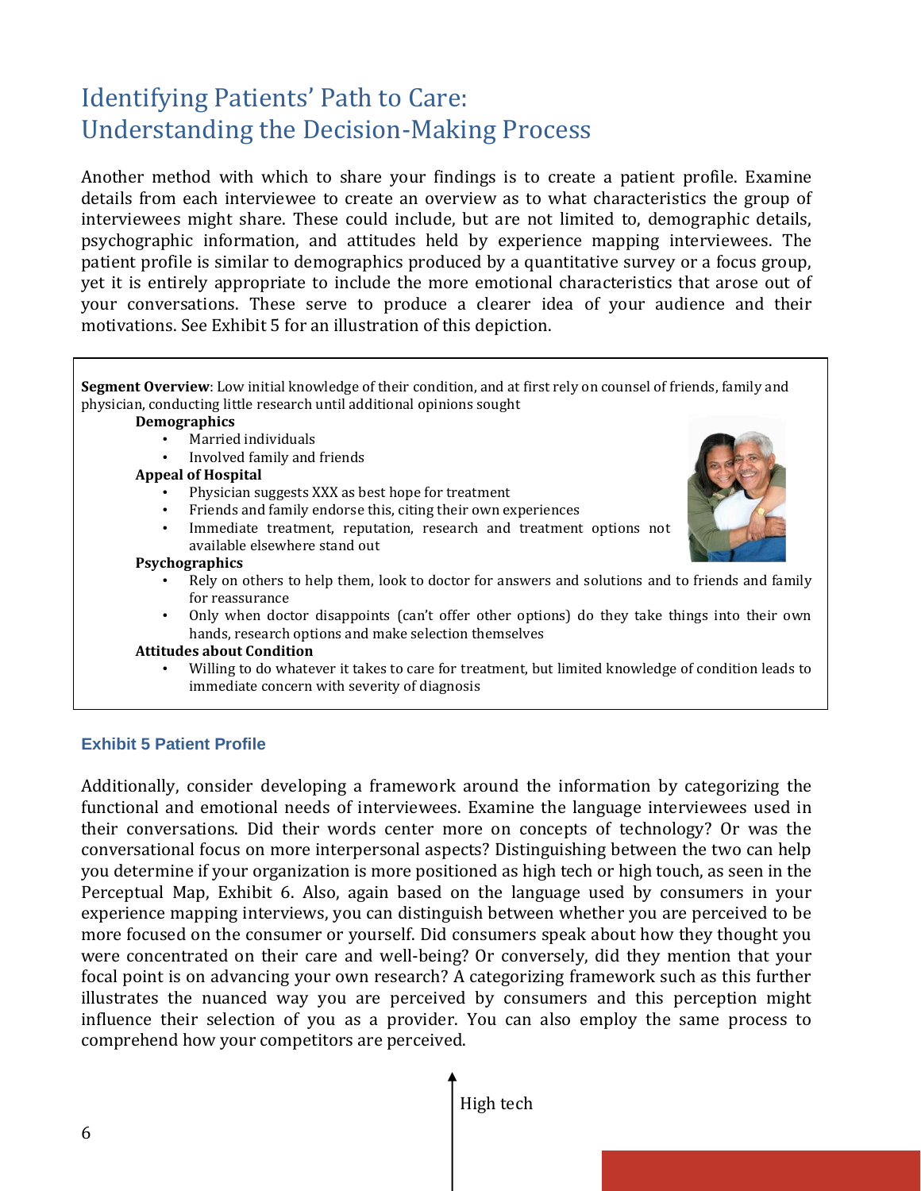# Identifying Patients' Path to Care: Understanding the Decision-Making Process

Another method with which to share your findings is to create a patient profile. Examine details from each interviewee to create an overview as to what characteristics the group of interviewees might share. These could include, but are not limited to, demographic details, psychographic information, and attitudes held by experience mapping interviewees. The patient profile is similar to demographics produced by a quantitative survey or a focus group, yet it is entirely appropriate to include the more emotional characteristics that arose out of your conversations. These serve to produce a clearer idea of your audience and their motivations. See Exhibit 5 for an illustration of this depiction.

**Segment Overview**: Low initial knowledge of their condition, and at first rely on counsel of friends, family and physician, conducting little research until additional opinions sought

**Demographics**

- Married individuals
- Involved family and friends

**Appeal of Hospital**

- Physician suggests XXX as best hope for treatment
- Friends and family endorse this, citing their own experiences
- Immediate treatment, reputation, research and treatment options not available elsewhere stand out

**Psychographics**

- Rely on others to help them, look to doctor for answers and solutions and to friends and family for reassurance
- Only when doctor disappoints (can't offer other options) do they take things into their own hands, research options and make selection themselves

**Attitudes about Condition**

- Willing to do whatever it takes to care for treatment, but limited knowledge of condition leads to immediate concern with severity of diagnosis

**Exhibit 5 Patient Profile**

Additionally, consider developing a framework around the information by categorizing the functional and emotional needs of interviewees. Examine the language interviewees used in their conversations. Did their words center more on concepts of technology? Or was the conversational focus on more interpersonal aspects? Distinguishing between the two can help you determine if your organization is more positioned as high tech or high touch, as seen in the Perceptual Map, Exhibit 6. Also, again based on the language used by consumers in your experience mapping interviews, you can distinguish between whether you are perceived to be more focused on the consumer or yourself. Did consumers speak about how they thought you were concentrated on their care and well-being? Or conversely, did they mention that your focal point is on advancing your own research? A categorizing framework such as this further illustrates the nuanced way you are perceived by consumers and this perception might influence their selection of you as a provider. You can also employ the same process to comprehend how your competitors are perceived.

High tech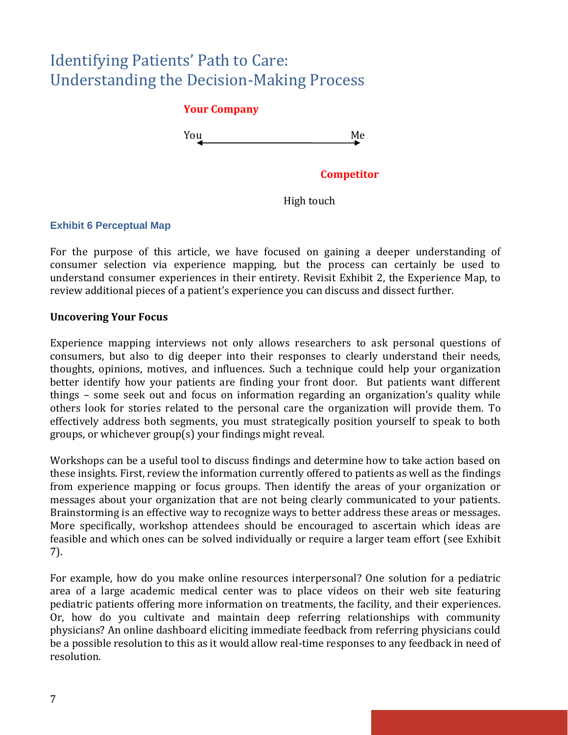# Identifying Patients' Path to Care: Understanding the Decision-Making Process

**Your Company**

You ⟷ Me

**Competitor**

High touch

**Exhibit 6 Perceptual Map**

For the purpose of this article, we have focused on gaining a deeper understanding of consumer selection via experience mapping, but the process can certainly be used to understand consumer experiences in their entirety. Revisit Exhibit 2, the Experience Map, to review additional pieces of a patient's experience you can discuss and dissect further.

**Uncovering Your Focus**

Experience mapping interviews not only allows researchers to ask personal questions of consumers, but also to dig deeper into their responses to clearly understand their needs, thoughts, opinions, motives, and influences. Such a technique could help your organization better identify how your patients are finding your front door. But patients want different things – some seek out and focus on information regarding an organization's quality while others look for stories related to the personal care the organization will provide them. To effectively address both segments, you must strategically position yourself to speak to both groups, or whichever group(s) your findings might reveal.

Workshops can be a useful tool to discuss findings and determine how to take action based on these insights. First, review the information currently offered to patients as well as the findings from experience mapping or focus groups. Then identify the areas of your organization or messages about your organization that are not being clearly communicated to your patients. Brainstorming is an effective way to recognize ways to better address these areas or messages. More specifically, workshop attendees should be encouraged to ascertain which ideas are feasible and which ones can be solved individually or require a larger team effort (see Exhibit 7).

For example, how do you make online resources interpersonal? One solution for a pediatric area of a large academic medical center was to place videos on their web site featuring pediatric patients offering more information on treatments, the facility, and their experiences. Or, how do you cultivate and maintain deep referring relationships with community physicians? An online dashboard eliciting immediate feedback from referring physicians could be a possible resolution to this as it would allow real-time responses to any feedback in need of resolution.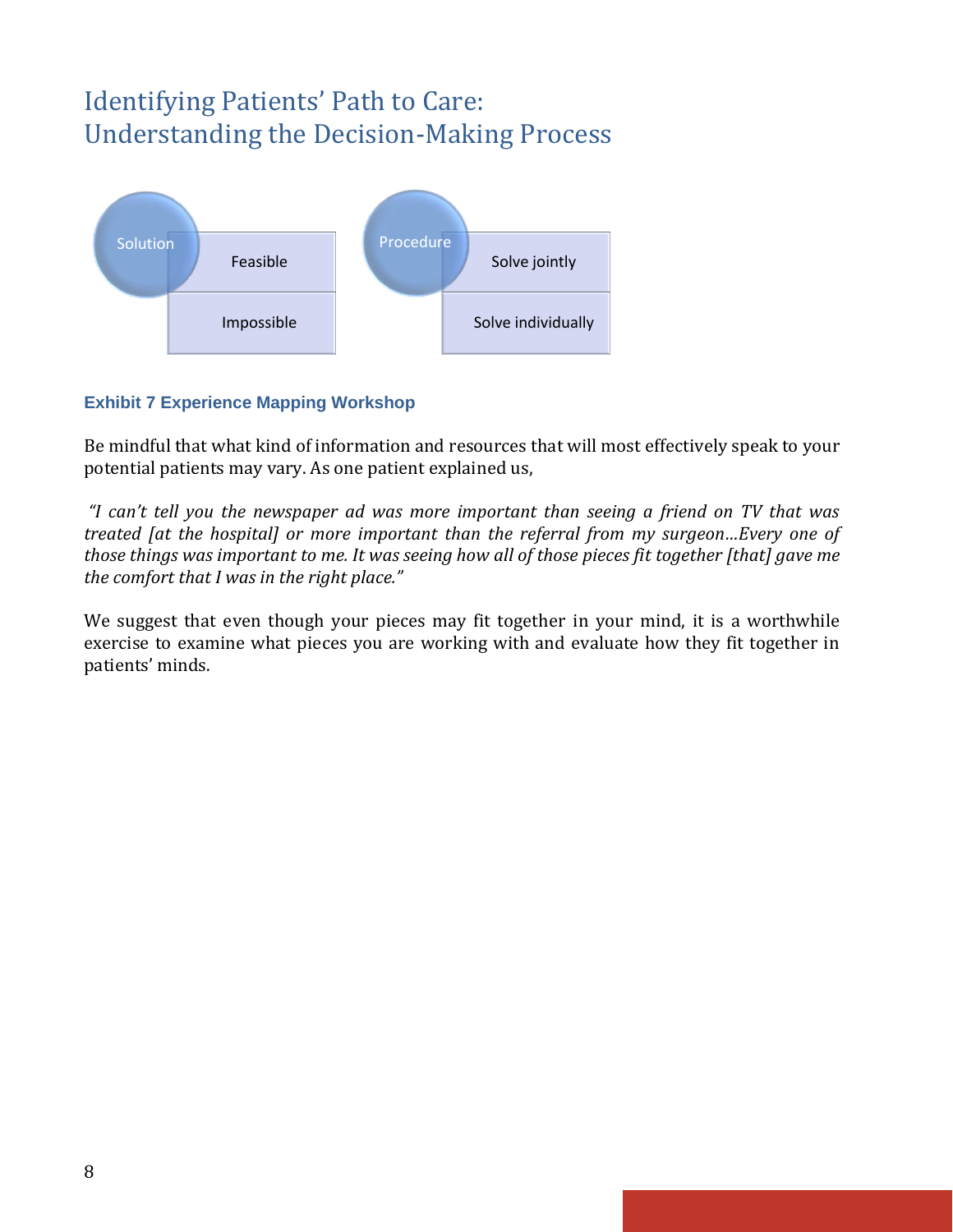# Identifying Patients' Path to Care: Understanding the Decision-Making Process

| Solution | Procedure |
| --- | --- |
| Feasible | Solve jointly |
| Impossible | Solve individually |

**Exhibit 7 Experience Mapping Workshop**

Be mindful that what kind of information and resources that will most effectively speak to your potential patients may vary. As one patient explained us,

*"I can't tell you the newspaper ad was more important than seeing a friend on TV that was treated [at the hospital] or more important than the referral from my surgeon…Every one of those things was important to me. It was seeing how all of those pieces fit together [that] gave me the comfort that I was in the right place."*

We suggest that even though your pieces may fit together in your mind, it is a worthwhile exercise to examine what pieces you are working with and evaluate how they fit together in patients' minds.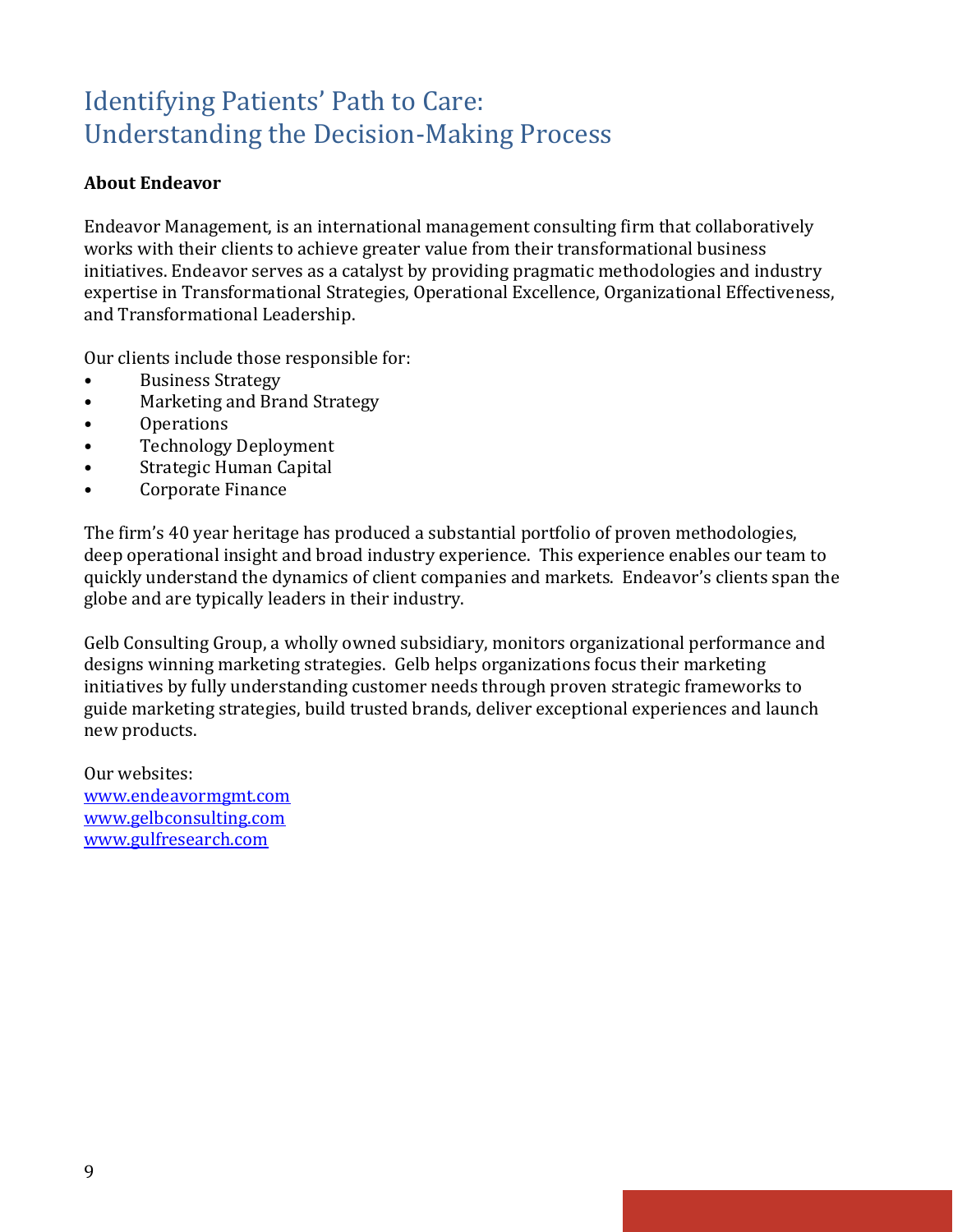# Identifying Patients' Path to Care: Understanding the Decision-Making Process

**About Endeavor**

Endeavor Management, is an international management consulting firm that collaboratively works with their clients to achieve greater value from their transformational business initiatives. Endeavor serves as a catalyst by providing pragmatic methodologies and industry expertise in Transformational Strategies, Operational Excellence, Organizational Effectiveness, and Transformational Leadership.

Our clients include those responsible for:

- Business Strategy
- Marketing and Brand Strategy
- Operations
- Technology Deployment
- Strategic Human Capital
- Corporate Finance

The firm's 40 year heritage has produced a substantial portfolio of proven methodologies, deep operational insight and broad industry experience. This experience enables our team to quickly understand the dynamics of client companies and markets. Endeavor's clients span the globe and are typically leaders in their industry.

Gelb Consulting Group, a wholly owned subsidiary, monitors organizational performance and designs winning marketing strategies. Gelb helps organizations focus their marketing initiatives by fully understanding customer needs through proven strategic frameworks to guide marketing strategies, build trusted brands, deliver exceptional experiences and launch new products.

Our websites:
www.endeavormgmt.com
www.gelbconsulting.com
www.gulfresearch.com